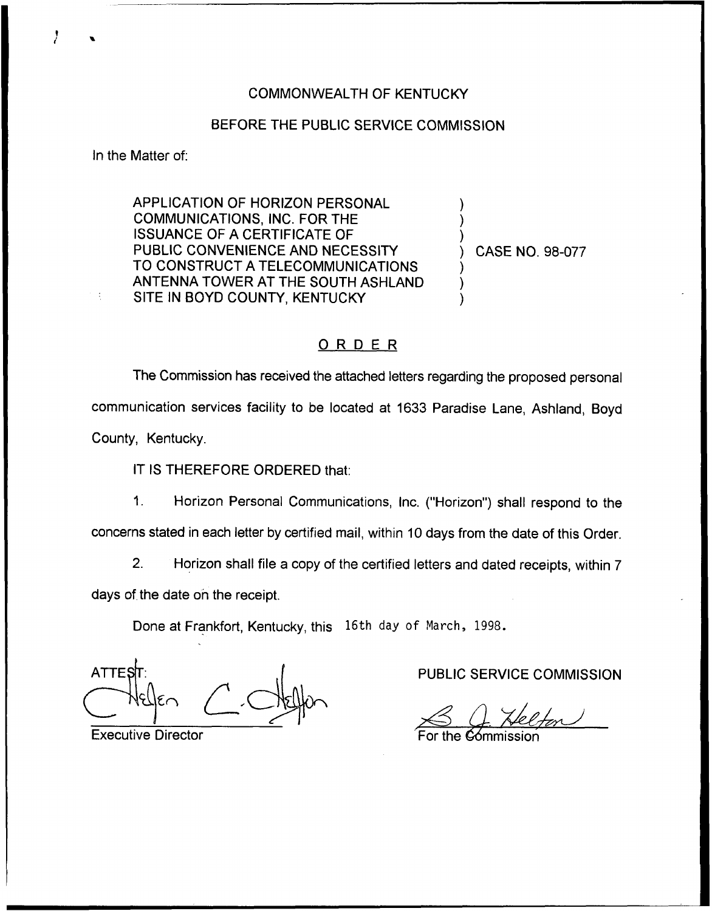COMMONWEALTH OF KENTUCKY

BEFORE THE PUBLIC SERVICE COMMISSION

In the Matter of:

APPLICATION OF HORIZON PERSONAL COMMUNICATIONS, INC. FOR THE ISSUANCE OF A CERTIFICATE OF PUBLIC CONVENIENCE AND NECESSITY TO CONSTRUCT A TELECOMMUNICATIONS ANTENNA TOWER AT THE SOUTH ASHLAND SITE IN BOYD COUNTY, KENTUCKY ) CASE NO. 98-077

## ORDER

The Commission has received the attached letters regarding the proposed personal communication services facility to be located at 1633 Paradise Lane, Ashland, Boyd County, Kentucky.

IT IS THEREFORE ORDERED that:

1. Horizon Personal Communications, Inc. ("Horizon") shall respond to the concerns stated in each letter by certified mail, within 10 days from the date of this Order.

2. Horizon shall file a copy of the certified letters and dated receipts, within 7 days of the date on the receipt.

Done at Frankfort, Kentucky, this 16th day of March, 1998.

ATTEST:

Executive Director

PUBLIC SERVICE COMMISSION

For the Commission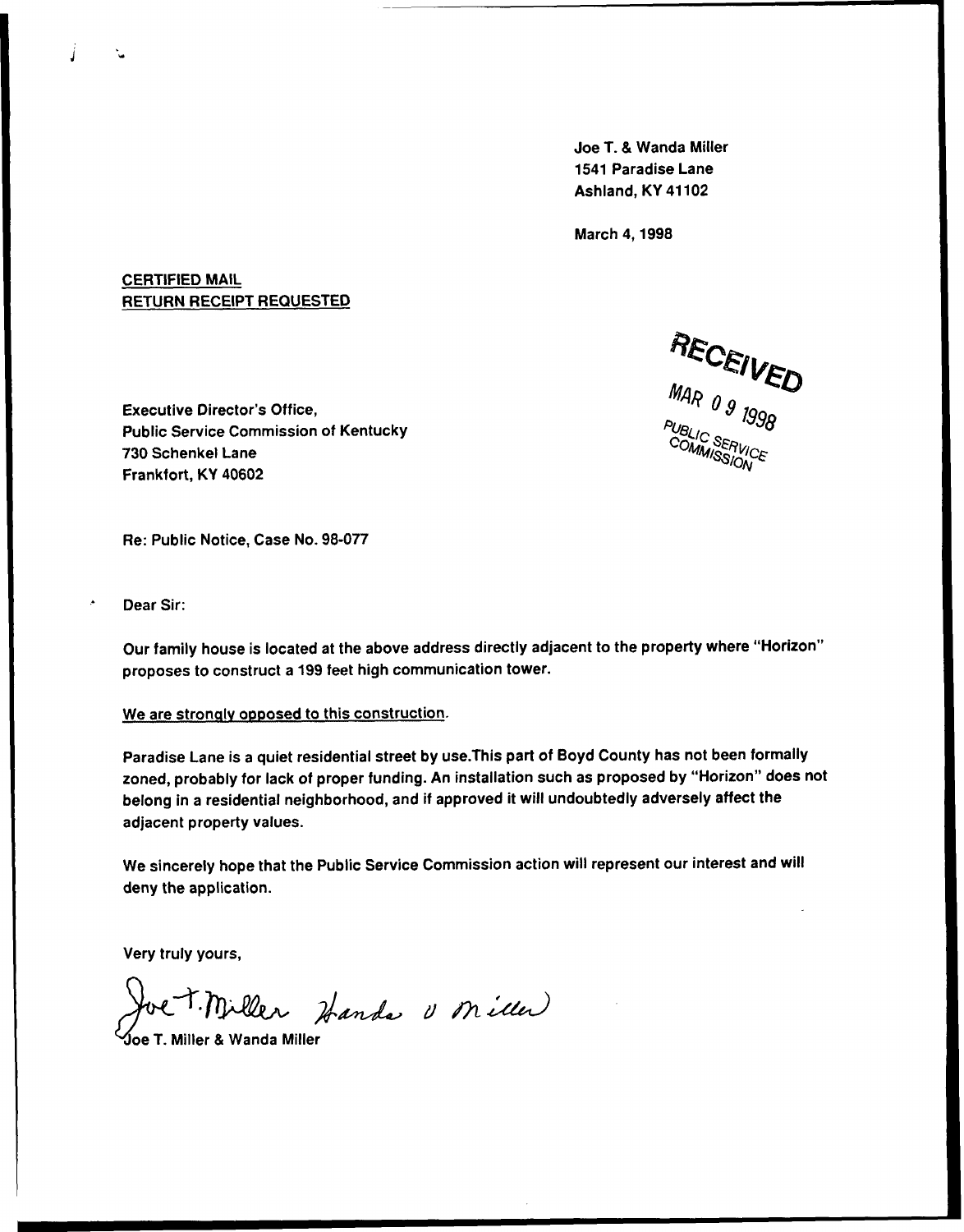Joe T. & Wanda Miller
1541 Paradise Lane
Ashland, KY 41102

March 4, 1998

CERTIFIED MAIL
RETURN RECEIPT REQUESTED

RECEIVED
MAR 09 1998
PUBLIC SERVICE COMMISSION

Executive Director's Office,
Public Service Commission of Kentucky
730 Schenkel Lane
Frankfort, KY 40602

Re: Public Notice, Case No. 98-077

Dear Sir:

Our family house is located at the above address directly adjacent to the property where "Horizon" proposes to construct a 199 feet high communication tower.

We are strongly opposed to this construction.

Paradise Lane is a quiet residential street by use.This part of Boyd County has not been formally zoned, probably for lack of proper funding. An installation such as proposed by "Horizon" does not belong in a residential neighborhood, and if approved it will undoubtedly adversely affect the adjacent property values.

We sincerely hope that the Public Service Commission action will represent our interest and will deny the application.

Very truly yours,

Joe T. Miller Wanda V Miller

Joe T. Miller & Wanda Miller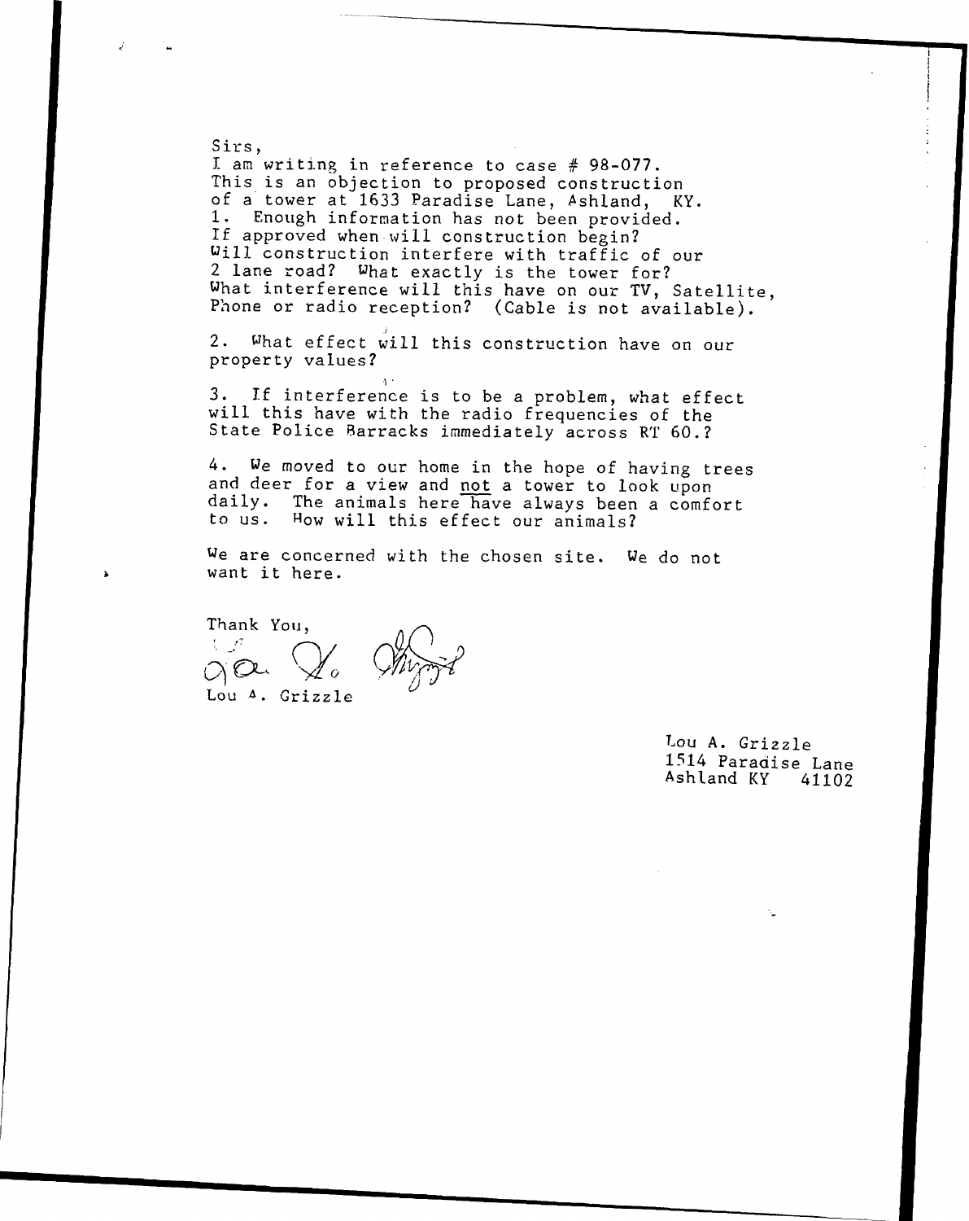Sirs,

I am writing in reference to case # 98-077.
This is an objection to proposed construction of a tower at 1633 Paradise Lane, Ashland, KY.

1. Enough information has not been provided. If approved when will construction begin? Will construction interfere with traffic of our 2 lane road? What exactly is the tower for? What interference will this have on our TV, Satellite, Phone or radio reception? (Cable is not available).

2. What effect will this construction have on our property values?

3. If interference is to be a problem, what effect will this have with the radio frequencies of the State Police Barracks immediately across RT 60.?

4. We moved to our home in the hope of having trees and deer for a view and <u>not</u> a tower to look upon daily. The animals here have always been a comfort to us. How will this effect our animals?

We are concerned with the chosen site. We do not want it here.

Thank You,

Lou A. Grizzle

Lou A. Grizzle
1514 Paradise Lane
Ashland KY 41102